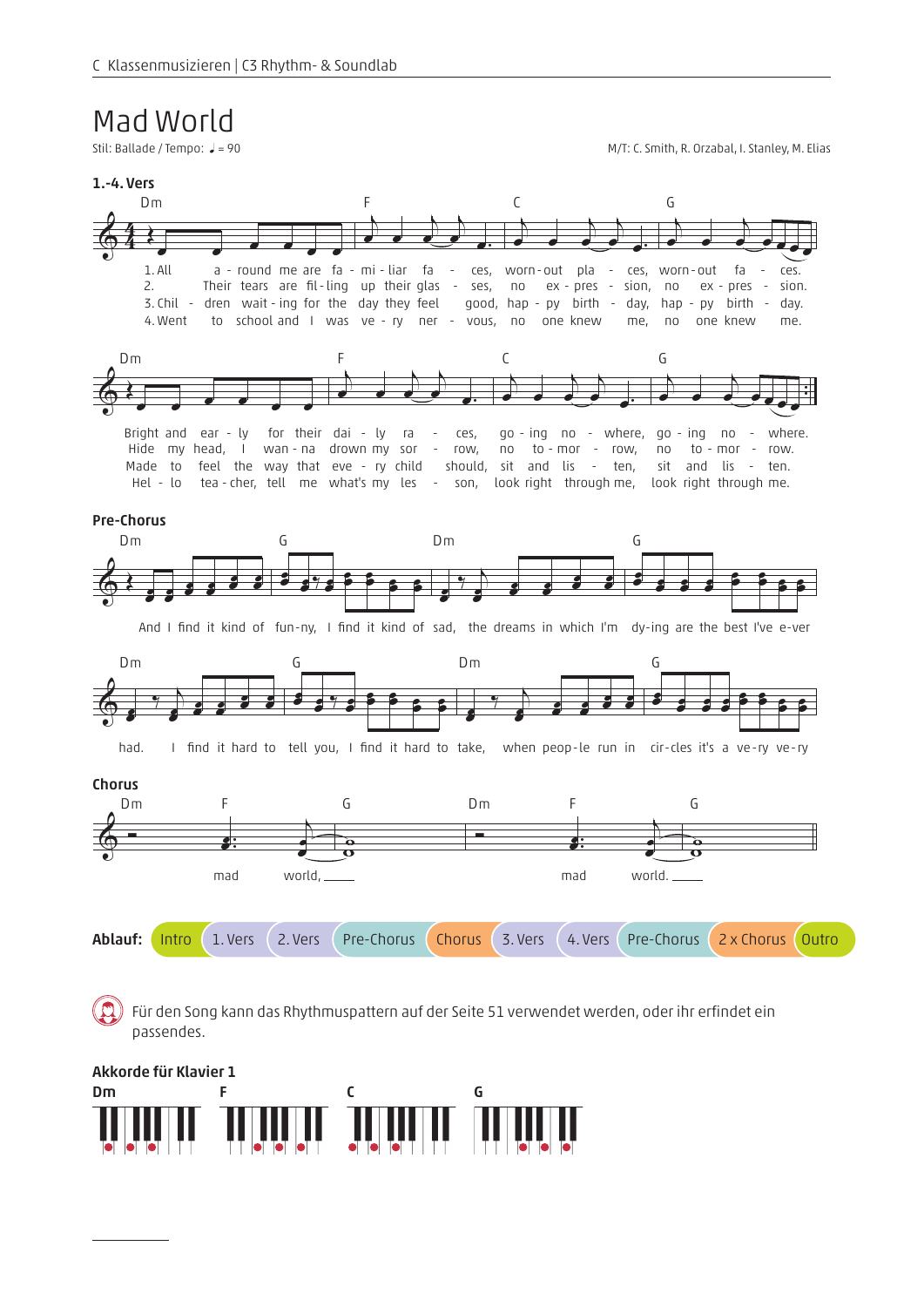# Mad World

Stil: Ballade / Tempo: ♩ = 90

M/T: C. Smith, R. Orzabal, I. Stanley, M. Elias

## 1.-4. Vers

Dm F C G

1. All a - round me are fa - mi - liar fa - ces, worn-out pla - ces, worn-out fa - ces.
2. Their tears are fil-ling up their glas - ses, no ex - pres - sion, no ex - pres - sion.
3. Chil - dren wait - ing for the day they feel good, hap - py birth - day, hap - py birth - day.
4. Went to school and I was ve - ry ner - vous, no one knew me, no one knew me.

Dm F C G

Bright and ear - ly for their dai - ly ra - ces, go - ing no - where, go - ing no - where.
Hide my head, I wan - na drown my sor - row, no to - mor - row, no to - mor - row.
Made to feel the way that eve - ry child should, sit and lis - ten, sit and lis - ten.
Hel - lo tea - cher, tell me what's my les - son, look right through me, look right through me.

## Pre-Chorus

Dm G Dm G

And I find it kind of fun-ny, I find it kind of sad, the dreams in which I'm dy-ing are the best I've e-ver

Dm G Dm G

had. I find it hard to tell you, I find it hard to take, when peop-le run in cir-cles it's a ve-ry ve-ry

## Chorus

Dm F G Dm F G

mad world, ___ mad world. ___

**Ablauf:** Intro | 1. Vers | 2. Vers | Pre-Chorus | Chorus | 3. Vers | 4. Vers | Pre-Chorus | 2 x Chorus | Outro

Für den Song kann das Rhythmuspattern auf der Seite 51 verwendet werden, oder ihr erfindet ein passendes.

## Akkorde für Klavier 1

Dm F C G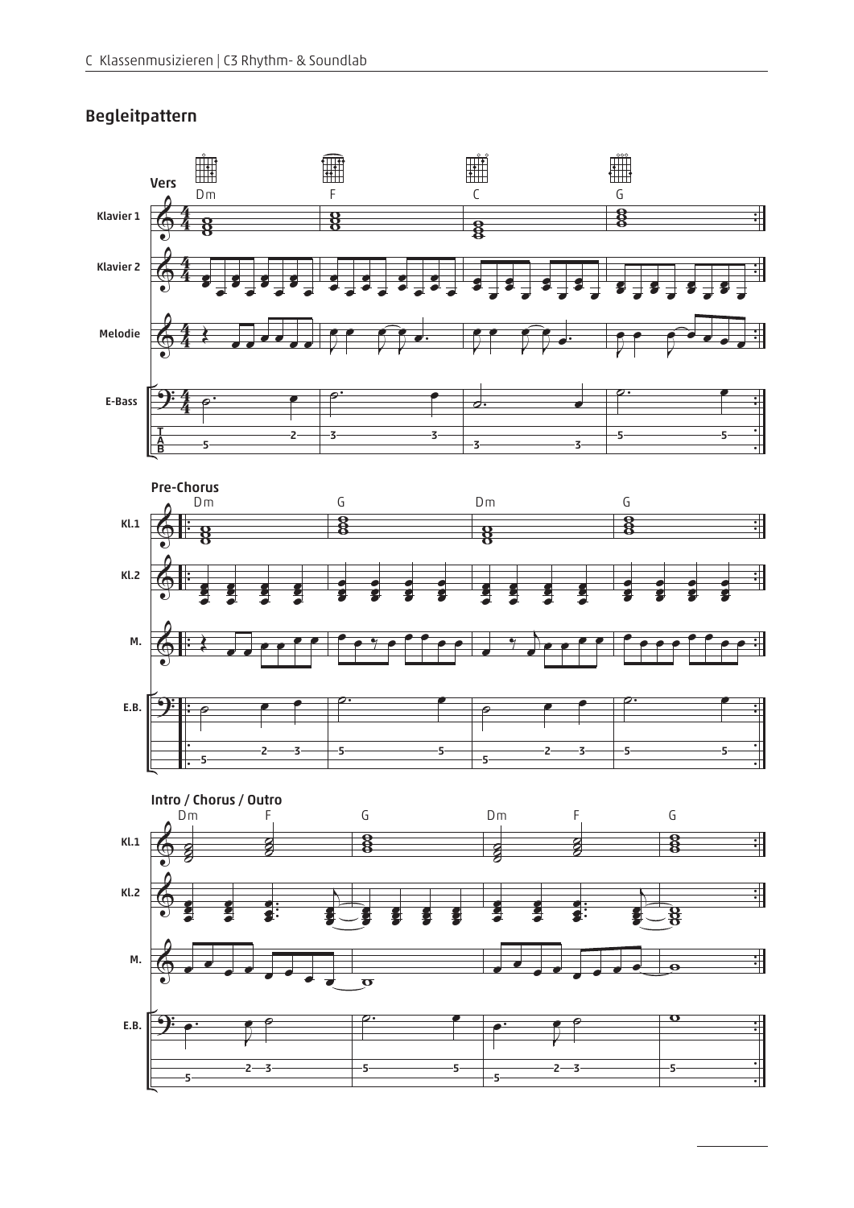## Begleitpattern

Vers

Dm F C G

Klavier 1

Klavier 2

Melodie

E-Bass

Pre-Chorus

Dm G Dm G

Kl.1

Kl.2

M.

E.B.

Intro / Chorus / Outro

Dm F G Dm F G

Kl.1

Kl.2

M.

E.B.